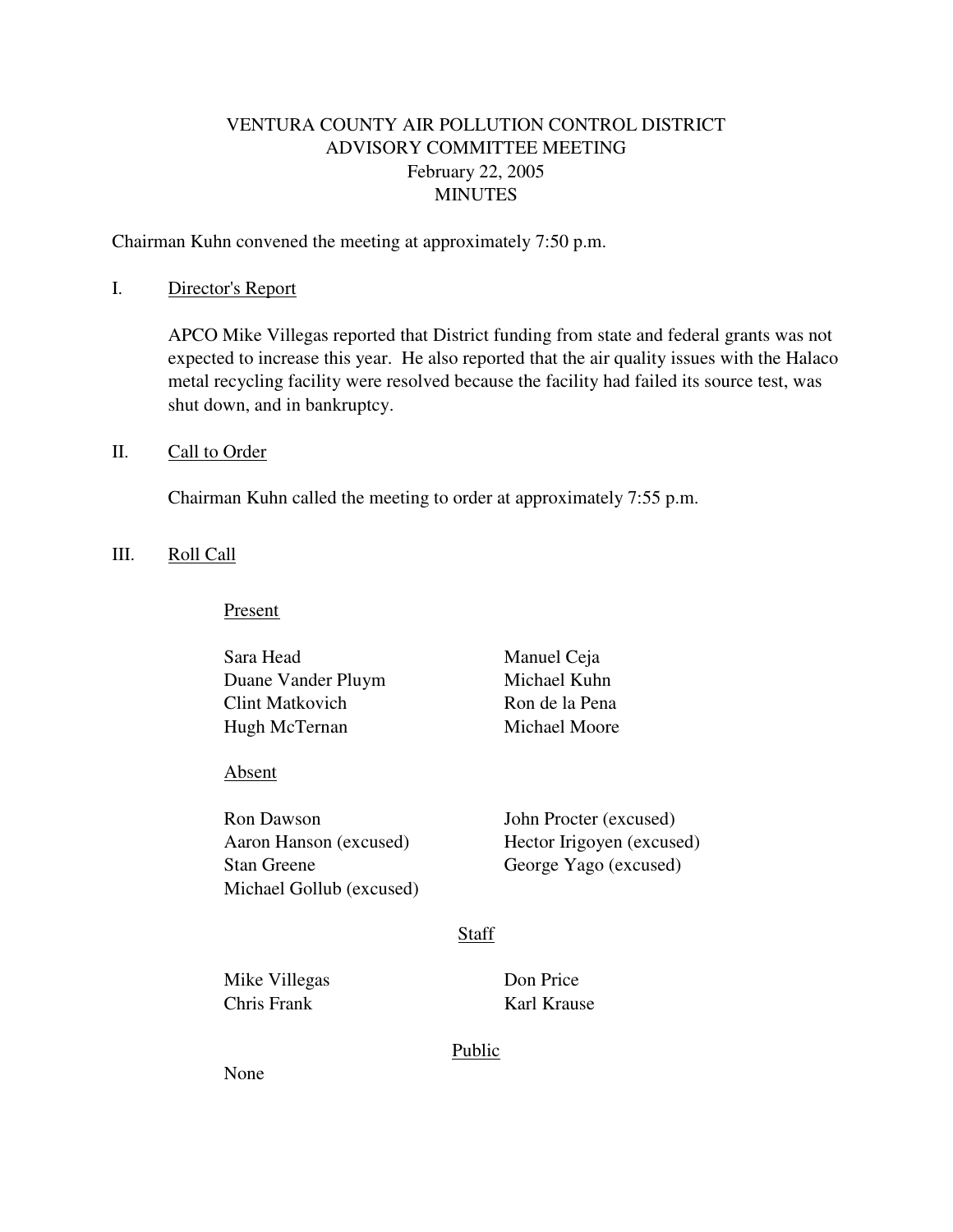# VENTURA COUNTY AIR POLLUTION CONTROL DISTRICT
## ADVISORY COMMITTEE MEETING
### February 22, 2005
### MINUTES

Chairman Kuhn convened the meeting at approximately 7:50 p.m.

I. Director's Report

APCO Mike Villegas reported that District funding from state and federal grants was not expected to increase this year. He also reported that the air quality issues with the Halaco metal recycling facility were resolved because the facility had failed its source test, was shut down, and in bankruptcy.

II. Call to Order

Chairman Kuhn called the meeting to order at approximately 7:55 p.m.

III. Roll Call

Present

- Sara Head
- Duane Vander Pluym
- Clint Matkovich
- Hugh McTernan
- Manuel Ceja
- Michael Kuhn
- Ron de la Pena
- Michael Moore

Absent

- Ron Dawson
- Aaron Hanson (excused)
- Stan Greene
- Michael Gollub (excused)
- John Procter (excused)
- Hector Irigoyen (excused)
- George Yago (excused)

Staff

- Mike Villegas
- Chris Frank
- Don Price
- Karl Krause

Public

None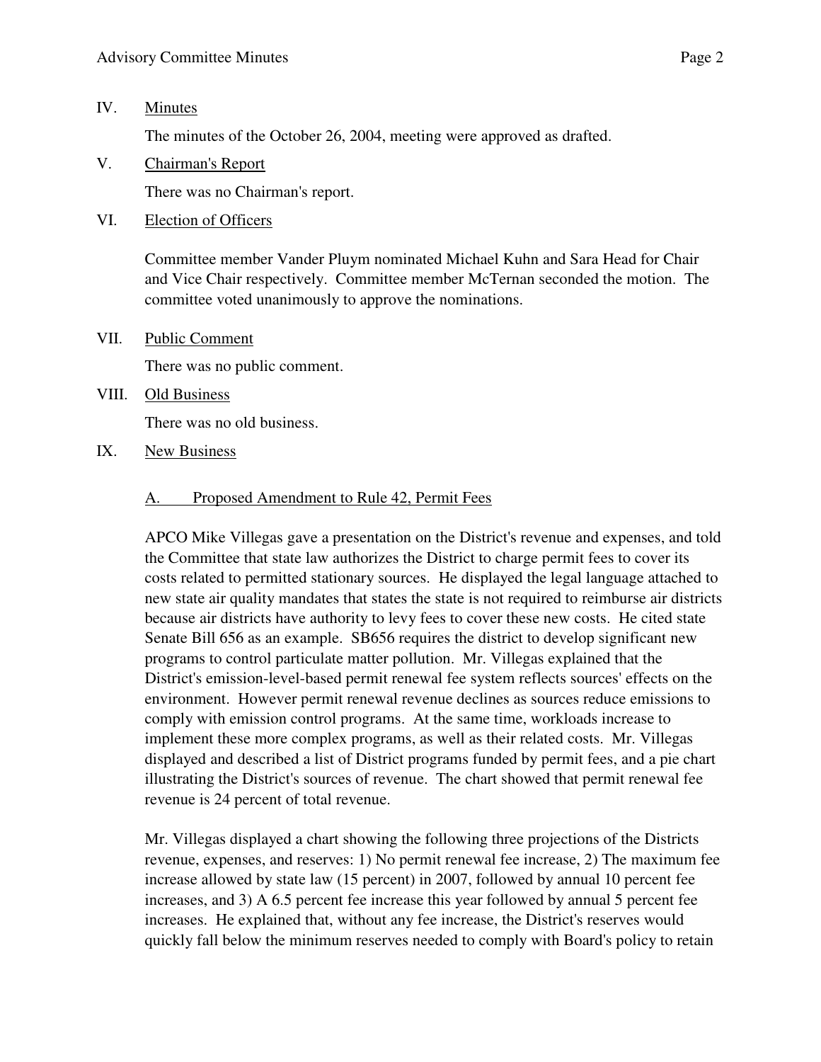IV. Minutes

The minutes of the October 26, 2004, meeting were approved as drafted.

V. Chairman's Report

There was no Chairman's report.

VI. Election of Officers

Committee member Vander Pluym nominated Michael Kuhn and Sara Head for Chair and Vice Chair respectively. Committee member McTernan seconded the motion. The committee voted unanimously to approve the nominations.

VII. Public Comment

There was no public comment.

VIII. Old Business

There was no old business.

IX. New Business

A. Proposed Amendment to Rule 42, Permit Fees

APCO Mike Villegas gave a presentation on the District's revenue and expenses, and told the Committee that state law authorizes the District to charge permit fees to cover its costs related to permitted stationary sources. He displayed the legal language attached to new state air quality mandates that states the state is not required to reimburse air districts because air districts have authority to levy fees to cover these new costs. He cited state Senate Bill 656 as an example. SB656 requires the district to develop significant new programs to control particulate matter pollution. Mr. Villegas explained that the District's emission-level-based permit renewal fee system reflects sources' effects on the environment. However permit renewal revenue declines as sources reduce emissions to comply with emission control programs. At the same time, workloads increase to implement these more complex programs, as well as their related costs. Mr. Villegas displayed and described a list of District programs funded by permit fees, and a pie chart illustrating the District's sources of revenue. The chart showed that permit renewal fee revenue is 24 percent of total revenue.

Mr. Villegas displayed a chart showing the following three projections of the Districts revenue, expenses, and reserves: 1) No permit renewal fee increase, 2) The maximum fee increase allowed by state law (15 percent) in 2007, followed by annual 10 percent fee increases, and 3) A 6.5 percent fee increase this year followed by annual 5 percent fee increases. He explained that, without any fee increase, the District's reserves would quickly fall below the minimum reserves needed to comply with Board's policy to retain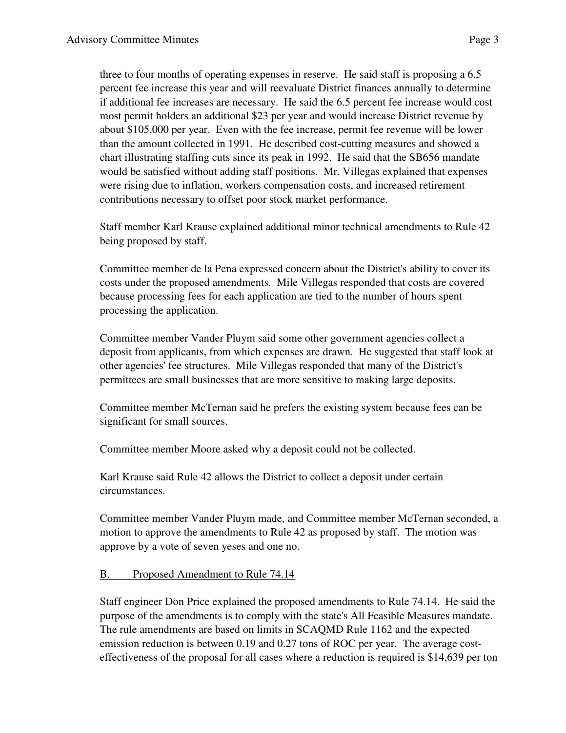three to four months of operating expenses in reserve. He said staff is proposing a 6.5 percent fee increase this year and will reevaluate District finances annually to determine if additional fee increases are necessary. He said the 6.5 percent fee increase would cost most permit holders an additional $23 per year and would increase District revenue by about $105,000 per year. Even with the fee increase, permit fee revenue will be lower than the amount collected in 1991. He described cost-cutting measures and showed a chart illustrating staffing cuts since its peak in 1992. He said that the SB656 mandate would be satisfied without adding staff positions. Mr. Villegas explained that expenses were rising due to inflation, workers compensation costs, and increased retirement contributions necessary to offset poor stock market performance.

Staff member Karl Krause explained additional minor technical amendments to Rule 42 being proposed by staff.

Committee member de la Pena expressed concern about the District's ability to cover its costs under the proposed amendments. Mile Villegas responded that costs are covered because processing fees for each application are tied to the number of hours spent processing the application.

Committee member Vander Pluym said some other government agencies collect a deposit from applicants, from which expenses are drawn. He suggested that staff look at other agencies' fee structures. Mile Villegas responded that many of the District's permittees are small businesses that are more sensitive to making large deposits.

Committee member McTernan said he prefers the existing system because fees can be significant for small sources.

Committee member Moore asked why a deposit could not be collected.

Karl Krause said Rule 42 allows the District to collect a deposit under certain circumstances.

Committee member Vander Pluym made, and Committee member McTernan seconded, a motion to approve the amendments to Rule 42 as proposed by staff. The motion was approve by a vote of seven yeses and one no.

B. <u>Proposed Amendment to Rule 74.14</u>

Staff engineer Don Price explained the proposed amendments to Rule 74.14. He said the purpose of the amendments is to comply with the state's All Feasible Measures mandate. The rule amendments are based on limits in SCAQMD Rule 1162 and the expected emission reduction is between 0.19 and 0.27 tons of ROC per year. The average cost-effectiveness of the proposal for all cases where a reduction is required is $14,639 per ton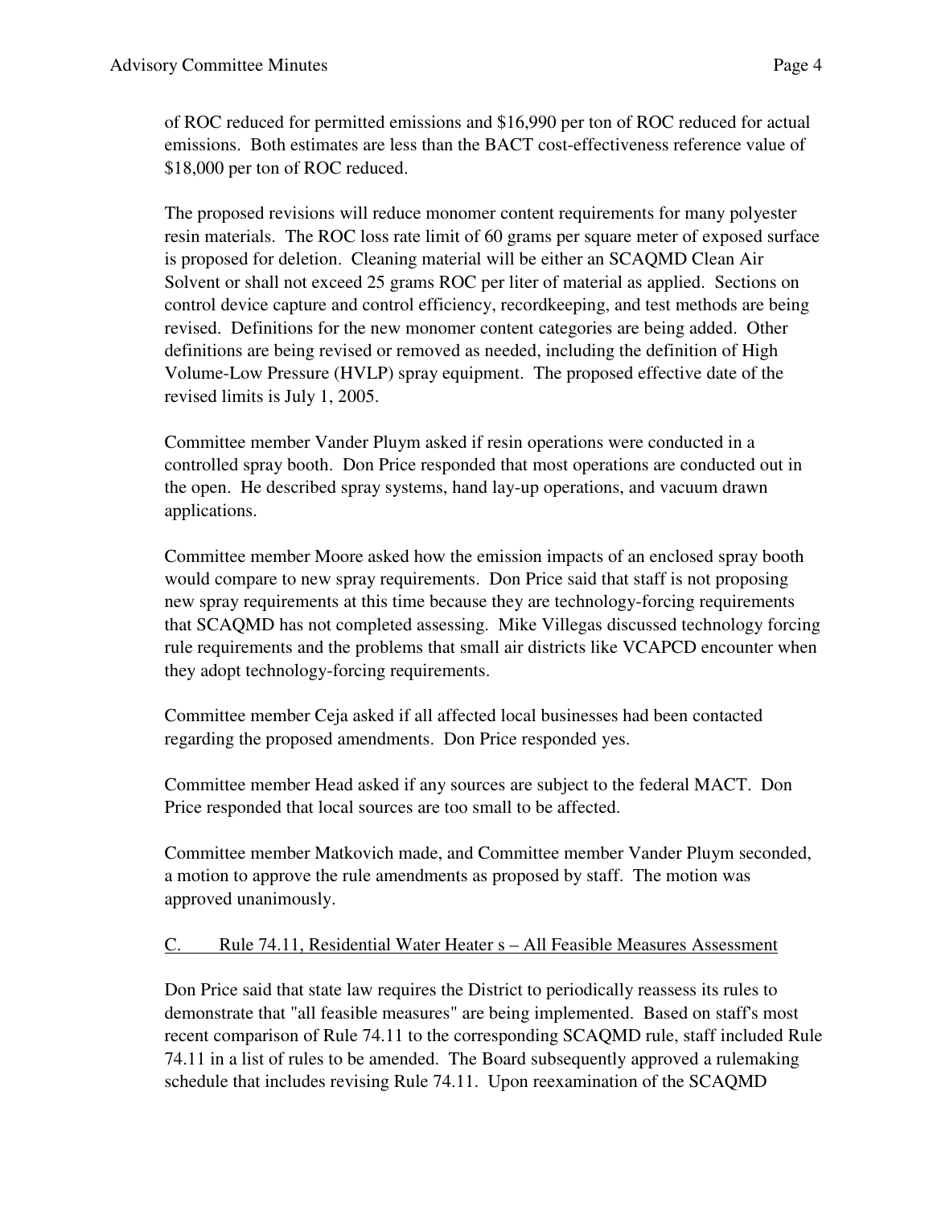of ROC reduced for permitted emissions and $16,990 per ton of ROC reduced for actual emissions. Both estimates are less than the BACT cost-effectiveness reference value of $18,000 per ton of ROC reduced.

The proposed revisions will reduce monomer content requirements for many polyester resin materials. The ROC loss rate limit of 60 grams per square meter of exposed surface is proposed for deletion. Cleaning material will be either an SCAQMD Clean Air Solvent or shall not exceed 25 grams ROC per liter of material as applied. Sections on control device capture and control efficiency, recordkeeping, and test methods are being revised. Definitions for the new monomer content categories are being added. Other definitions are being revised or removed as needed, including the definition of High Volume-Low Pressure (HVLP) spray equipment. The proposed effective date of the revised limits is July 1, 2005.

Committee member Vander Pluym asked if resin operations were conducted in a controlled spray booth. Don Price responded that most operations are conducted out in the open. He described spray systems, hand lay-up operations, and vacuum drawn applications.

Committee member Moore asked how the emission impacts of an enclosed spray booth would compare to new spray requirements. Don Price said that staff is not proposing new spray requirements at this time because they are technology-forcing requirements that SCAQMD has not completed assessing. Mike Villegas discussed technology forcing rule requirements and the problems that small air districts like VCAPCD encounter when they adopt technology-forcing requirements.

Committee member Ceja asked if all affected local businesses had been contacted regarding the proposed amendments. Don Price responded yes.

Committee member Head asked if any sources are subject to the federal MACT. Don Price responded that local sources are too small to be affected.

Committee member Matkovich made, and Committee member Vander Pluym seconded, a motion to approve the rule amendments as proposed by staff. The motion was approved unanimously.

C. Rule 74.11, Residential Water Heater s – All Feasible Measures Assessment

Don Price said that state law requires the District to periodically reassess its rules to demonstrate that "all feasible measures" are being implemented. Based on staff's most recent comparison of Rule 74.11 to the corresponding SCAQMD rule, staff included Rule 74.11 in a list of rules to be amended. The Board subsequently approved a rulemaking schedule that includes revising Rule 74.11. Upon reexamination of the SCAQMD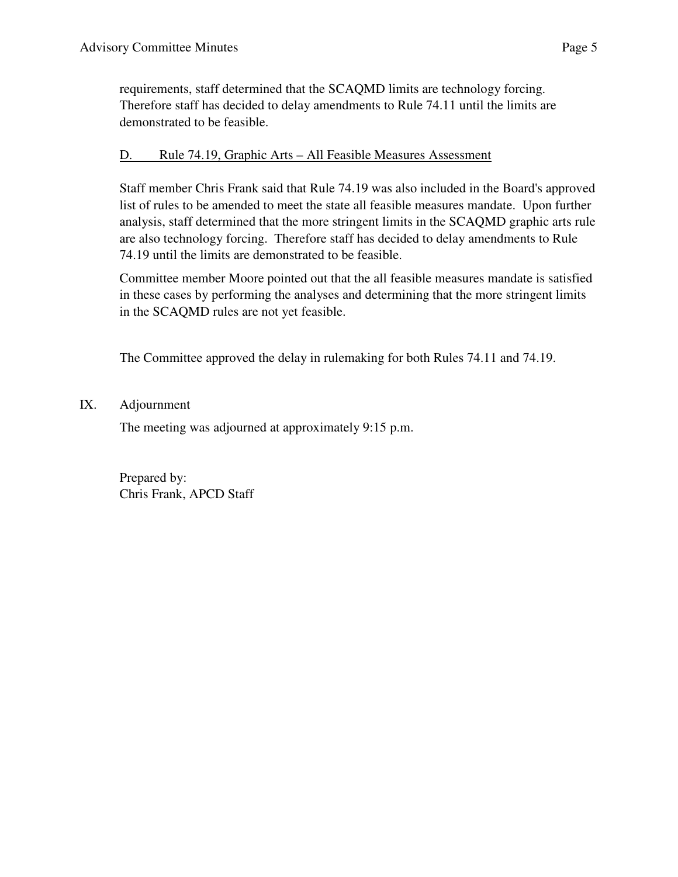requirements, staff determined that the SCAQMD limits are technology forcing. Therefore staff has decided to delay amendments to Rule 74.11 until the limits are demonstrated to be feasible.

D. Rule 74.19, Graphic Arts – All Feasible Measures Assessment

Staff member Chris Frank said that Rule 74.19 was also included in the Board's approved list of rules to be amended to meet the state all feasible measures mandate. Upon further analysis, staff determined that the more stringent limits in the SCAQMD graphic arts rule are also technology forcing. Therefore staff has decided to delay amendments to Rule 74.19 until the limits are demonstrated to be feasible.

Committee member Moore pointed out that the all feasible measures mandate is satisfied in these cases by performing the analyses and determining that the more stringent limits in the SCAQMD rules are not yet feasible.

The Committee approved the delay in rulemaking for both Rules 74.11 and 74.19.

IX. Adjournment

The meeting was adjourned at approximately 9:15 p.m.

Prepared by:
Chris Frank, APCD Staff